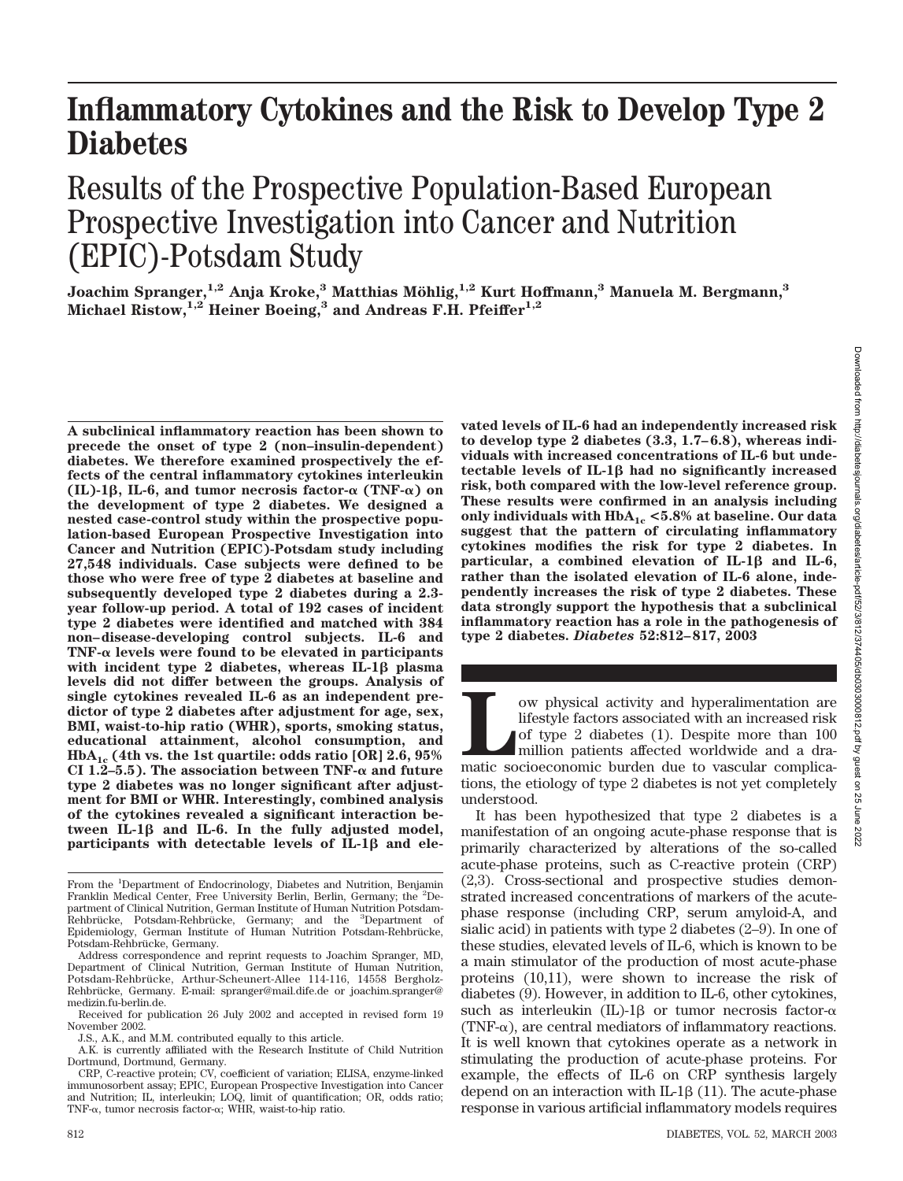# Inflammatory Cytokines and the Risk to Develop Type 2 Diabetes

## Results of the Prospective Population-Based European Prospective Investigation into Cancer and Nutrition (EPIC)-Potsdam Study

**Joachim Spranger,[1,2] Anja Kroke,[3] Matthias Möhlig,[1,2] Kurt Hoffmann,[3] Manuela M. Bergmann,[3] Michael Ristow,[1,2] Heiner Boeing,[3] and Andreas F.H. Pfeiffer[1,2]**

**A subclinical inflammatory reaction has been shown to precede the onset of type 2 (non–insulin-dependent) diabetes. We therefore examined prospectively the effects of the central inflammatory cytokines interleukin (IL)-1β, IL-6, and tumor necrosis factor-α (TNF-α) on the development of type 2 diabetes. We designed a nested case-control study within the prospective population-based European Prospective Investigation into Cancer and Nutrition (EPIC)-Potsdam study including 27,548 individuals. Case subjects were defined to be those who were free of type 2 diabetes at baseline and subsequently developed type 2 diabetes during a 2.3-year follow-up period. A total of 192 cases of incident type 2 diabetes were identified and matched with 384 non–disease-developing control subjects. IL-6 and TNF-α levels were found to be elevated in participants with incident type 2 diabetes, whereas IL-1β plasma levels did not differ between the groups. Analysis of single cytokines revealed IL-6 as an independent predictor of type 2 diabetes after adjustment for age, sex, BMI, waist-to-hip ratio (WHR), sports, smoking status, educational attainment, alcohol consumption, and $HbA_{1c}$ (4th vs. the 1st quartile: odds ratio [OR] 2.6, 95% CI 1.2–5.5). The association between TNF-α and future type 2 diabetes was no longer significant after adjustment for BMI or WHR. Interestingly, combined analysis of the cytokines revealed a significant interaction between IL-1β and IL-6. In the fully adjusted model, participants with detectable levels of IL-1β and elevated levels of IL-6 had an independently increased risk to develop type 2 diabetes (3.3, 1.7–6.8), whereas individuals with increased concentrations of IL-6 but undetectable levels of IL-1β had no significantly increased risk, both compared with the low-level reference group. These results were confirmed in an analysis including only individuals with $HbA_{1c}$ <5.8% at baseline. Our data suggest that the pattern of circulating inflammatory cytokines modifies the risk for type 2 diabetes. In particular, a combined elevation of IL-1β and IL-6, rather than the isolated elevation of IL-6 alone, independently increases the risk of type 2 diabetes. These data strongly support the hypothesis that a subclinical inflammatory reaction has a role in the pathogenesis of type 2 diabetes.** ***Diabetes* 52:812–817, 2003**

From the [1]Department of Endocrinology, Diabetes and Nutrition, Benjamin Franklin Medical Center, Free University Berlin, Berlin, Germany; the [2]Department of Clinical Nutrition, German Institute of Human Nutrition Potsdam-Rehbrücke, Potsdam-Rehbrücke, Germany; and the [3]Department of Epidemiology, German Institute of Human Nutrition Potsdam-Rehbrücke, Potsdam-Rehbrücke, Germany.

Address correspondence and reprint requests to Joachim Spranger, MD, Department of Clinical Nutrition, German Institute of Human Nutrition, Potsdam-Rehbrücke, Arthur-Scheunert-Allee 114-116, 14558 Bergholz-Rehbrücke, Germany. E-mail: spranger@mail.dife.de or joachim.spranger@medizin.fu-berlin.de.

Received for publication 26 July 2002 and accepted in revised form 19 November 2002.

J.S., A.K., and M.M. contributed equally to this article.

A.K. is currently affiliated with the Research Institute of Child Nutrition Dortmund, Dortmund, Germany.

CRP, C-reactive protein; CV, coefficient of variation; ELISA, enzyme-linked immunosorbent assay; EPIC, European Prospective Investigation into Cancer and Nutrition; IL, interleukin; LOQ, limit of quantification; OR, odds ratio; TNF-α, tumor necrosis factor-α; WHR, waist-to-hip ratio.

Low physical activity and hyperalimentation are lifestyle factors associated with an increased risk of type 2 diabetes (1). Despite more than 100 million patients affected worldwide and a dramatic socioeconomic burden due to vascular complications, the etiology of type 2 diabetes is not yet completely understood.

It has been hypothesized that type 2 diabetes is a manifestation of an ongoing acute-phase response that is primarily characterized by alterations of the so-called acute-phase proteins, such as C-reactive protein (CRP) (2,3). Cross-sectional and prospective studies demonstrated increased concentrations of markers of the acute-phase response (including CRP, serum amyloid-A, and sialic acid) in patients with type 2 diabetes (2–9). In one of these studies, elevated levels of IL-6, which is known to be a main stimulator of the production of most acute-phase proteins (10,11), were shown to increase the risk of diabetes (9). However, in addition to IL-6, other cytokines, such as interleukin (IL)-1β or tumor necrosis factor-α (TNF-α), are central mediators of inflammatory reactions. It is well known that cytokines operate as a network in stimulating the production of acute-phase proteins. For example, the effects of IL-6 on CRP synthesis largely depend on an interaction with IL-1β (11). The acute-phase response in various artificial inflammatory models requires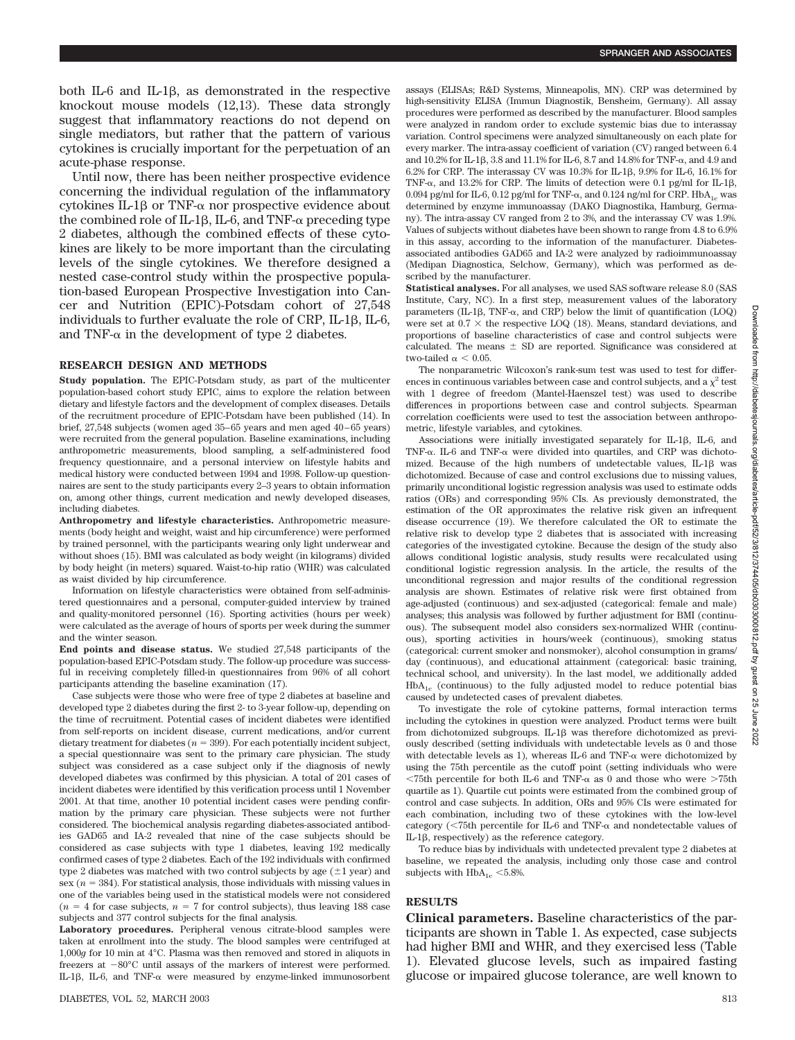both IL-6 and IL-1β, as demonstrated in the respective knockout mouse models (12,13). These data strongly suggest that inflammatory reactions do not depend on single mediators, but rather that the pattern of various cytokines is crucially important for the perpetuation of an acute-phase response.

Until now, there has been neither prospective evidence concerning the individual regulation of the inflammatory cytokines IL-1β or TNF-α nor prospective evidence about the combined role of IL-1β, IL-6, and TNF-α preceding type 2 diabetes, although the combined effects of these cytokines are likely to be more important than the circulating levels of the single cytokines. We therefore designed a nested case-control study within the prospective population-based European Prospective Investigation into Cancer and Nutrition (EPIC)-Potsdam cohort of 27,548 individuals to further evaluate the role of CRP, IL-1β, IL-6, and TNF-α in the development of type 2 diabetes.

## RESEARCH DESIGN AND METHODS

**Study population.** The EPIC-Potsdam study, as part of the multicenter population-based cohort study EPIC, aims to explore the relation between dietary and lifestyle factors and the development of complex diseases. Details of the recruitment procedure of EPIC-Potsdam have been published (14). In brief, 27,548 subjects (women aged 35–65 years and men aged 40–65 years) were recruited from the general population. Baseline examinations, including anthropometric measurements, blood sampling, a self-administered food frequency questionnaire, and a personal interview on lifestyle habits and medical history were conducted between 1994 and 1998. Follow-up questionnaires are sent to the study participants every 2–3 years to obtain information on, among other things, current medication and newly developed diseases, including diabetes.

**Anthropometry and lifestyle characteristics.** Anthropometric measurements (body height and weight, waist and hip circumference) were performed by trained personnel, with the participants wearing only light underwear and without shoes (15). BMI was calculated as body weight (in kilograms) divided by body height (in meters) squared. Waist-to-hip ratio (WHR) was calculated as waist divided by hip circumference.

Information on lifestyle characteristics were obtained from self-administered questionnaires and a personal, computer-guided interview by trained and quality-monitored personnel (16). Sporting activities (hours per week) were calculated as the average of hours of sports per week during the summer and the winter season.

**End points and disease status.** We studied 27,548 participants of the population-based EPIC-Potsdam study. The follow-up procedure was successful in receiving completely filled-in questionnaires from 96% of all cohort participants attending the baseline examination (17).

Case subjects were those who were free of type 2 diabetes at baseline and developed type 2 diabetes during the first 2- to 3-year follow-up, depending on the time of recruitment. Potential cases of incident diabetes were identified from self-reports on incident disease, current medications, and/or current dietary treatment for diabetes ($n = 399$). For each potentially incident subject, a special questionnaire was sent to the primary care physician. The study subject was considered as a case subject only if the diagnosis of newly developed diabetes was confirmed by this physician. A total of 201 cases of incident diabetes were identified by this verification process until 1 November 2001. At that time, another 10 potential incident cases were pending confirmation by the primary care physician. These subjects were not further considered. The biochemical analysis regarding diabetes-associated antibodies GAD65 and IA-2 revealed that nine of the case subjects should be considered as case subjects with type 1 diabetes, leaving 192 medically confirmed cases of type 2 diabetes. Each of the 192 individuals with confirmed type 2 diabetes was matched with two control subjects by age (±1 year) and sex ($n = 384$). For statistical analysis, those individuals with missing values in one of the variables being used in the statistical models were not considered ($n = 4$ for case subjects, $n = 7$ for control subjects), thus leaving 188 case subjects and 377 control subjects for the final analysis.

**Laboratory procedures.** Peripheral venous citrate-blood samples were taken at enrollment into the study. The blood samples were centrifuged at 1,000*g* for 10 min at 4°C. Plasma was then removed and stored in aliquots in freezers at −80°C until assays of the markers of interest were performed. IL-1β, IL-6, and TNF-α were measured by enzyme-linked immunosorbent assays (ELISAs; R&D Systems, Minneapolis, MN). CRP was determined by high-sensitivity ELISA (Immun Diagnostik, Bensheim, Germany). All assay procedures were performed as described by the manufacturer. Blood samples were analyzed in random order to exclude systemic bias due to interassay variation. Control specimens were analyzed simultaneously on each plate for every marker. The intra-assay coefficient of variation (CV) ranged between 6.4 and 10.2% for IL-1β, 3.8 and 11.1% for IL-6, 8.7 and 14.8% for TNF-α, and 4.9 and 6.2% for CRP. The interassay CV was 10.3% for IL-1β, 9.9% for IL-6, 16.1% for TNF-α, and 13.2% for CRP. The limits of detection were 0.1 pg/ml for IL-1β, 0.094 pg/ml for IL-6, 0.12 pg/ml for TNF-α, and 0.124 ng/ml for CRP. $HbA_{1c}$ was determined by enzyme immunoassay (DAKO Diagnostika, Hamburg, Germany). The intra-assay CV ranged from 2 to 3%, and the interassay CV was 1.9%. Values of subjects without diabetes have been shown to range from 4.8 to 6.9% in this assay, according to the information of the manufacturer. Diabetes-associated antibodies GAD65 and IA-2 were analyzed by radioimmunoassay (Medipan Diagnostica, Selchow, Germany), which was performed as described by the manufacturer.

**Statistical analyses.** For all analyses, we used SAS software release 8.0 (SAS Institute, Cary, NC). In a first step, measurement values of the laboratory parameters (IL-1β, TNF-α, and CRP) below the limit of quantification (LOQ) were set at 0.7 × the respective LOQ (18). Means, standard deviations, and proportions of baseline characteristics of case and control subjects were calculated. The means ± SD are reported. Significance was considered at two-tailed $\alpha < 0.05$.

The nonparametric Wilcoxon's rank-sum test was used to test for differences in continuous variables between case and control subjects, and a $\chi^2$ test with 1 degree of freedom (Mantel-Haenszel test) was used to describe differences in proportions between case and control subjects. Spearman correlation coefficients were used to test the association between anthropometric, lifestyle variables, and cytokines.

Associations were initially investigated separately for IL-1β, IL-6, and TNF-α. IL-6 and TNF-α were divided into quartiles, and CRP was dichotomized. Because of the high numbers of undetectable values, IL-1β was dichotomized. Because of case and control exclusions due to missing values, primarily unconditional logistic regression analysis was used to estimate odds ratios (ORs) and corresponding 95% CIs. As previously demonstrated, the estimation of the OR approximates the relative risk given an infrequent disease occurrence (19). We therefore calculated the OR to estimate the relative risk to develop type 2 diabetes that is associated with increasing categories of the investigated cytokine. Because the design of the study also allows conditional logistic analysis, study results were recalculated using conditional logistic regression analysis. In the article, the results of the unconditional regression and major results of the conditional regression analysis are shown. Estimates of relative risk were first obtained from age-adjusted (continuous) and sex-adjusted (categorical: female and male) analyses; this analysis was followed by further adjustment for BMI (continuous). The subsequent model also considers sex-normalized WHR (continuous), sporting activities in hours/week (continuous), smoking status (categorical: current smoker and nonsmoker), alcohol consumption in grams/day (continuous), and educational attainment (categorical: basic training, technical school, and university). In the last model, we additionally added $HbA_{1c}$ (continuous) to the fully adjusted model to reduce potential bias caused by undetected cases of prevalent diabetes.

To investigate the role of cytokine patterns, formal interaction terms including the cytokines in question were analyzed. Product terms were built from dichotomized subgroups. IL-1β was therefore dichotomized as previously described (setting individuals with undetectable levels as 0 and those with detectable levels as 1), whereas IL-6 and TNF-α were dichotomized by using the 75th percentile as the cutoff point (setting individuals who were <75th percentile for both IL-6 and TNF-α as 0 and those who were >75th quartile as 1). Quartile cut points were estimated from the combined group of control and case subjects. In addition, ORs and 95% CIs were estimated for each combination, including two of these cytokines with the low-level category (<75th percentile for IL-6 and TNF-α and nondetectable values of IL-1β, respectively) as the reference category.

To reduce bias by individuals with undetected prevalent type 2 diabetes at baseline, we repeated the analysis, including only those case and control subjects with $HbA_{1c}$ <5.8%.

## RESULTS

**Clinical parameters.** Baseline characteristics of the participants are shown in Table 1. As expected, case subjects had higher BMI and WHR, and they exercised less (Table 1). Elevated glucose levels, such as impaired fasting glucose or impaired glucose tolerance, are well known to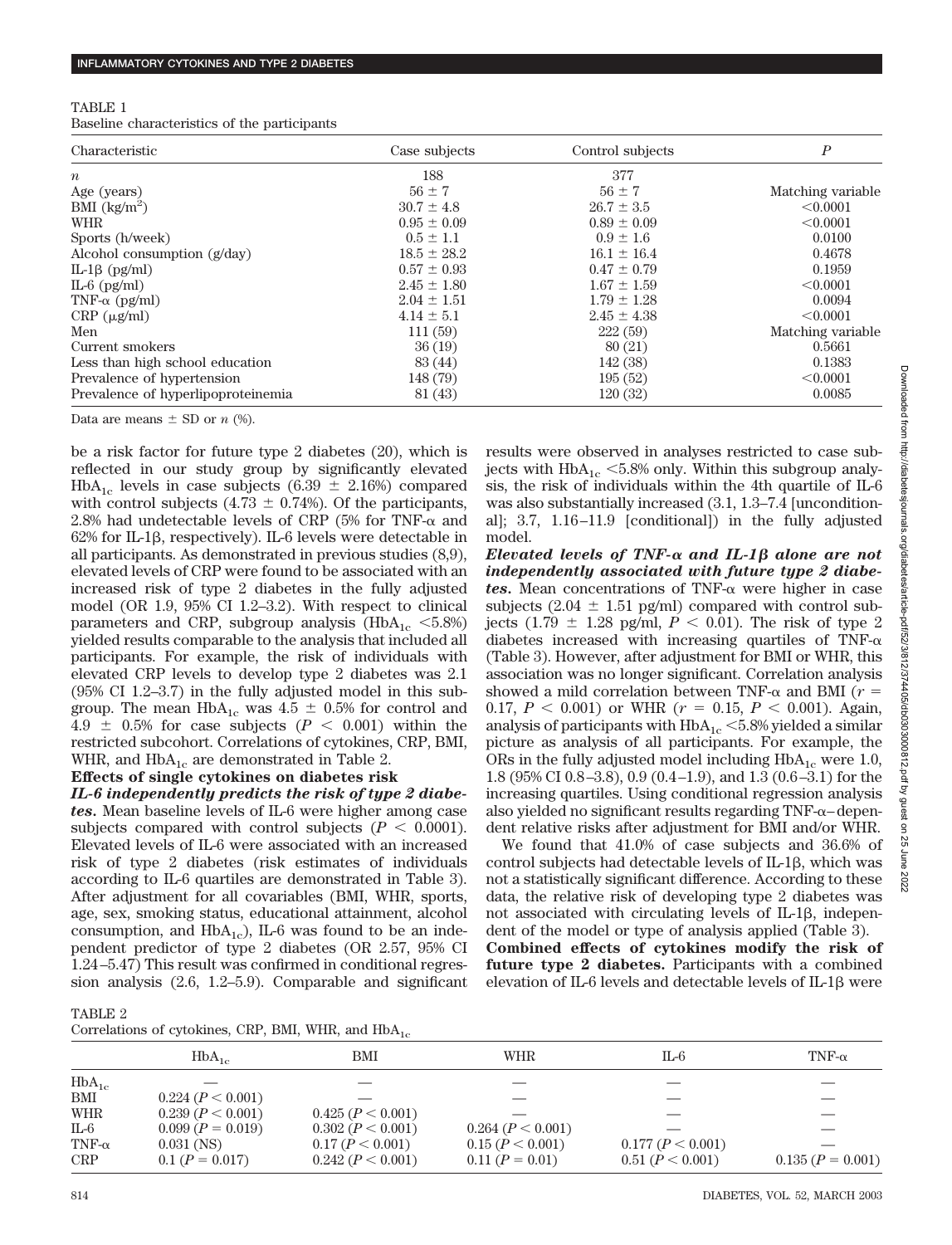TABLE 1
Baseline characteristics of the participants

| Characteristic | Case subjects | Control subjects | $P$ |
|---|---|---|---|
| $n$ | 188 | 377 | |
| Age (years) | 56 ± 7 | 56 ± 7 | Matching variable |
| BMI (kg/m$^2$) | 30.7 ± 4.8 | 26.7 ± 3.5 | <0.0001 |
| WHR | 0.95 ± 0.09 | 0.89 ± 0.09 | <0.0001 |
| Sports (h/week) | 0.5 ± 1.1 | 0.9 ± 1.6 | 0.0100 |
| Alcohol consumption (g/day) | 18.5 ± 28.2 | 16.1 ± 16.4 | 0.4678 |
| IL-1β (pg/ml) | 0.57 ± 0.93 | 0.47 ± 0.79 | 0.1959 |
| IL-6 (pg/ml) | 2.45 ± 1.80 | 1.67 ± 1.59 | <0.0001 |
| TNF-α (pg/ml) | 2.04 ± 1.51 | 1.79 ± 1.28 | 0.0094 |
| CRP (μg/ml) | 4.14 ± 5.1 | 2.45 ± 4.38 | <0.0001 |
| Men | 111 (59) | 222 (59) | Matching variable |
| Current smokers | 36 (19) | 80 (21) | 0.5661 |
| Less than high school education | 83 (44) | 142 (38) | 0.1383 |
| Prevalence of hypertension | 148 (79) | 195 (52) | <0.0001 |
| Prevalence of hyperlipoproteinemia | 81 (43) | 120 (32) | 0.0085 |

Data are means ± SD or $n$ (%).

be a risk factor for future type 2 diabetes (20), which is reflected in our study group by significantly elevated $HbA_{1c}$ levels in case subjects (6.39 ± 2.16%) compared with control subjects (4.73 ± 0.74%). Of the participants, 2.8% had undetectable levels of CRP (5% for TNF-α and 62% for IL-1β, respectively). IL-6 levels were detectable in all participants. As demonstrated in previous studies (8,9), elevated levels of CRP were found to be associated with an increased risk of type 2 diabetes in the fully adjusted model (OR 1.9, 95% CI 1.2–3.2). With respect to clinical parameters and CRP, subgroup analysis ($HbA_{1c}$ <5.8%) yielded results comparable to the analysis that included all participants. For example, the risk of individuals with elevated CRP levels to develop type 2 diabetes was 2.1 (95% CI 1.2–3.7) in the fully adjusted model in this subgroup. The mean $HbA_{1c}$ was 4.5 ± 0.5% for control and 4.9 ± 0.5% for case subjects ($P$ < 0.001) within the restricted subcohort. Correlations of cytokines, CRP, BMI, WHR, and $HbA_{1c}$ are demonstrated in Table 2.

**Effects of single cytokines on diabetes risk**

***IL-6 independently predicts the risk of type 2 diabetes.*** Mean baseline levels of IL-6 were higher among case subjects compared with control subjects ($P$ < 0.0001). Elevated levels of IL-6 were associated with an increased risk of type 2 diabetes (risk estimates of individuals according to IL-6 quartiles are demonstrated in Table 3). After adjustment for all covariables (BMI, WHR, sports, age, sex, smoking status, educational attainment, alcohol consumption, and $HbA_{1c}$), IL-6 was found to be an independent predictor of type 2 diabetes (OR 2.57, 95% CI 1.24–5.47) This result was confirmed in conditional regression analysis (2.6, 1.2–5.9). Comparable and significant results were observed in analyses restricted to case subjects with $HbA_{1c}$ <5.8% only. Within this subgroup analysis, the risk of individuals within the 4th quartile of IL-6 was also substantially increased (3.1, 1.3–7.4 [unconditional]; 3.7, 1.16–11.9 [conditional]) in the fully adjusted model.

***Elevated levels of TNF-α and IL-1β alone are not independently associated with future type 2 diabetes.*** Mean concentrations of TNF-α were higher in case subjects (2.04 ± 1.51 pg/ml) compared with control subjects (1.79 ± 1.28 pg/ml, $P$ < 0.01). The risk of type 2 diabetes increased with increasing quartiles of TNF-α (Table 3). However, after adjustment for BMI or WHR, this association was no longer significant. Correlation analysis showed a mild correlation between TNF-α and BMI ($r$ = 0.17, $P$ < 0.001) or WHR ($r$ = 0.15, $P$ < 0.001). Again, analysis of participants with $HbA_{1c}$ <5.8% yielded a similar picture as analysis of all participants. For example, the ORs in the fully adjusted model including $HbA_{1c}$ were 1.0, 1.8 (95% CI 0.8–3.8), 0.9 (0.4–1.9), and 1.3 (0.6–3.1) for the increasing quartiles. Using conditional regression analysis also yielded no significant results regarding TNF-α–dependent relative risks after adjustment for BMI and/or WHR.

We found that 41.0% of case subjects and 36.6% of control subjects had detectable levels of IL-1β, which was not a statistically significant difference. According to these data, the relative risk of developing type 2 diabetes was not associated with circulating levels of IL-1β, independent of the model or type of analysis applied (Table 3).

**Combined effects of cytokines modify the risk of future type 2 diabetes.** Participants with a combined elevation of IL-6 levels and detectable levels of IL-1β were

TABLE 2
Correlations of cytokines, CRP, BMI, WHR, and $HbA_{1c}$

| | $HbA_{1c}$ | BMI | WHR | IL-6 | TNF-α |
|---|---|---|---|---|---|
| $HbA_{1c}$ | — | — | — | — | — |
| BMI | 0.224 ($P$ < 0.001) | — | — | — | — |
| WHR | 0.239 ($P$ < 0.001) | 0.425 ($P$ < 0.001) | — | — | — |
| IL-6 | 0.099 ($P$ = 0.019) | 0.302 ($P$ < 0.001) | 0.264 ($P$ < 0.001) | — | — |
| TNF-α | 0.031 (NS) | 0.17 ($P$ < 0.001) | 0.15 ($P$ < 0.001) | 0.177 ($P$ < 0.001) | — |
| CRP | 0.1 ($P$ = 0.017) | 0.242 ($P$ < 0.001) | 0.11 ($P$ = 0.01) | 0.51 ($P$ < 0.001) | 0.135 ($P$ = 0.001) |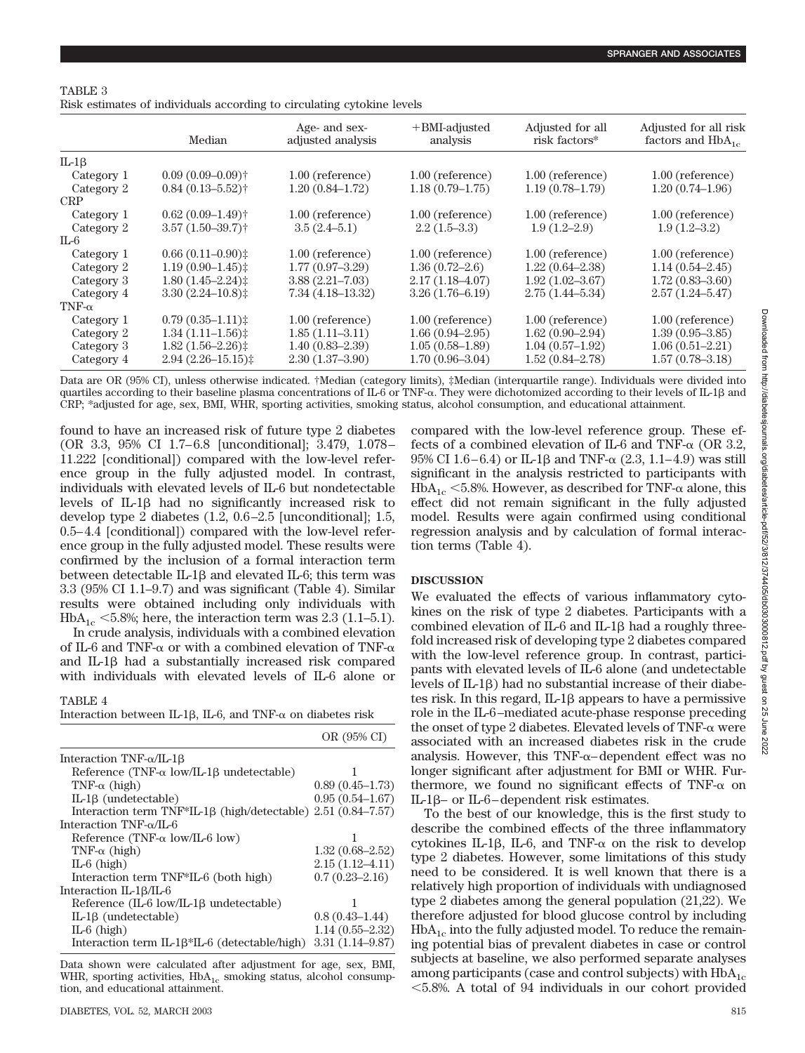TABLE 3
Risk estimates of individuals according to circulating cytokine levels

| | Median | Age- and sex-adjusted analysis | +BMI-adjusted analysis | Adjusted for all risk factors* | Adjusted for all risk factors and $HbA_{1c}$ |
|---|---|---|---|---|---|
| IL-1β | | | | | |
| Category 1 | 0.09 (0.09–0.09)† | 1.00 (reference) | 1.00 (reference) | 1.00 (reference) | 1.00 (reference) |
| Category 2 | 0.84 (0.13–5.52)† | 1.20 (0.84–1.72) | 1.18 (0.79–1.75) | 1.19 (0.78–1.79) | 1.20 (0.74–1.96) |
| CRP | | | | | |
| Category 1 | 0.62 (0.09–1.49)† | 1.00 (reference) | 1.00 (reference) | 1.00 (reference) | 1.00 (reference) |
| Category 2 | 3.57 (1.50–39.7)† | 3.5 (2.4–5.1) | 2.2 (1.5–3.3) | 1.9 (1.2–2.9) | 1.9 (1.2–3.2) |
| IL-6 | | | | | |
| Category 1 | 0.66 (0.11–0.90)‡ | 1.00 (reference) | 1.00 (reference) | 1.00 (reference) | 1.00 (reference) |
| Category 2 | 1.19 (0.90–1.45)‡ | 1.77 (0.97–3.29) | 1.36 (0.72–2.6) | 1.22 (0.64–2.38) | 1.14 (0.54–2.45) |
| Category 3 | 1.80 (1.45–2.24)‡ | 3.88 (2.21–7.03) | 2.17 (1.18–4.07) | 1.92 (1.02–3.67) | 1.72 (0.83–3.60) |
| Category 4 | 3.30 (2.24–10.8)‡ | 7.34 (4.18–13.32) | 3.26 (1.76–6.19) | 2.75 (1.44–5.34) | 2.57 (1.24–5.47) |
| TNF-α | | | | | |
| Category 1 | 0.79 (0.35–1.11)‡ | 1.00 (reference) | 1.00 (reference) | 1.00 (reference) | 1.00 (reference) |
| Category 2 | 1.34 (1.11–1.56)‡ | 1.85 (1.11–3.11) | 1.66 (0.94–2.95) | 1.62 (0.90–2.94) | 1.39 (0.95–3.85) |
| Category 3 | 1.82 (1.56–2.26)‡ | 1.40 (0.83–2.39) | 1.05 (0.58–1.89) | 1.04 (0.57–1.92) | 1.06 (0.51–2.21) |
| Category 4 | 2.94 (2.26–15.15)‡ | 2.30 (1.37–3.90) | 1.70 (0.96–3.04) | 1.52 (0.84–2.78) | 1.57 (0.78–3.18) |

Data are OR (95% CI), unless otherwise indicated. †Median (category limits), ‡Median (interquartile range). Individuals were divided into quartiles according to their baseline plasma concentrations of IL-6 or TNF-α. They were dichotomized according to their levels of IL-1β and CRP; *adjusted for age, sex, BMI, WHR, sporting activities, smoking status, alcohol consumption, and educational attainment.

found to have an increased risk of future type 2 diabetes (OR 3.3, 95% CI 1.7–6.8 [unconditional]; 3.479, 1.078–11.222 [conditional]) compared with the low-level reference group in the fully adjusted model. In contrast, individuals with elevated levels of IL-6 but nondetectable levels of IL-1β had no significantly increased risk to develop type 2 diabetes (1.2, 0.6–2.5 [unconditional]; 1.5, 0.5–4.4 [conditional]) compared with the low-level reference group in the fully adjusted model. These results were confirmed by the inclusion of a formal interaction term between detectable IL-1β and elevated IL-6; this term was 3.3 (95% CI 1.1–9.7) and was significant (Table 4). Similar results were obtained including only individuals with $HbA_{1c}$ <5.8%; here, the interaction term was 2.3 (1.1–5.1).

In crude analysis, individuals with a combined elevation of IL-6 and TNF-α or with a combined elevation of TNF-α and IL-1β had a substantially increased risk compared with individuals with elevated levels of IL-6 alone or compared with the low-level reference group. These effects of a combined elevation of IL-6 and TNF-α (OR 3.2, 95% CI 1.6–6.4) or IL-1β and TNF-α (2.3, 1.1–4.9) was still significant in the analysis restricted to participants with $HbA_{1c}$ <5.8%. However, as described for TNF-α alone, this effect did not remain significant in the fully adjusted model. Results were again confirmed using conditional regression analysis and by calculation of formal interaction terms (Table 4).

TABLE 4
Interaction between IL-1β, IL-6, and TNF-α on diabetes risk

| | OR (95% CI) |
|---|---|
| Interaction TNF-α/IL-1β | |
| Reference (TNF-α low/IL-1β undetectable) | 1 |
| TNF-α (high) | 0.89 (0.45–1.73) |
| IL-1β (undetectable) | 0.95 (0.54–1.67) |
| Interaction term TNF*IL-1β (high/detectable) | 2.51 (0.84–7.57) |
| Interaction TNF-α/IL-6 | |
| Reference (TNF-α low/IL-6 low) | 1 |
| TNF-α (high) | 1.32 (0.68–2.52) |
| IL-6 (high) | 2.15 (1.12–4.11) |
| Interaction term TNF*IL-6 (both high) | 0.7 (0.23–2.16) |
| Interaction IL-1β/IL-6 | |
| Reference (IL-6 low/IL-1β undetectable) | 1 |
| IL-1β (undetectable) | 0.8 (0.43–1.44) |
| IL-6 (high) | 1.14 (0.55–2.32) |
| Interaction term IL-1β*IL-6 (detectable/high) | 3.31 (1.14–9.87) |

Data shown were calculated after adjustment for age, sex, BMI, WHR, sporting activities, $HbA_{1c}$ smoking status, alcohol consumption, and educational attainment.

## DISCUSSION

We evaluated the effects of various inflammatory cytokines on the risk of type 2 diabetes. Participants with a combined elevation of IL-6 and IL-1β had a roughly threefold increased risk of developing type 2 diabetes compared with the low-level reference group. In contrast, participants with elevated levels of IL-6 alone (and undetectable levels of IL-1β) had no substantial increase of their diabetes risk. In this regard, IL-1β appears to have a permissive role in the IL-6–mediated acute-phase response preceding the onset of type 2 diabetes. Elevated levels of TNF-α were associated with an increased diabetes risk in the crude analysis. However, this TNF-α–dependent effect was no longer significant after adjustment for BMI or WHR. Furthermore, we found no significant effects of TNF-α on IL-1β– or IL-6–dependent risk estimates.

To the best of our knowledge, this is the first study to describe the combined effects of the three inflammatory cytokines IL-1β, IL-6, and TNF-α on the risk to develop type 2 diabetes. However, some limitations of this study need to be considered. It is well known that there is a relatively high proportion of individuals with undiagnosed type 2 diabetes among the general population (21,22). We therefore adjusted for blood glucose control by including $HbA_{1c}$ into the fully adjusted model. To reduce the remaining potential bias of prevalent diabetes in case or control subjects at baseline, we also performed separate analyses among participants (case and control subjects) with $HbA_{1c}$ <5.8%. A total of 94 individuals in our cohort provided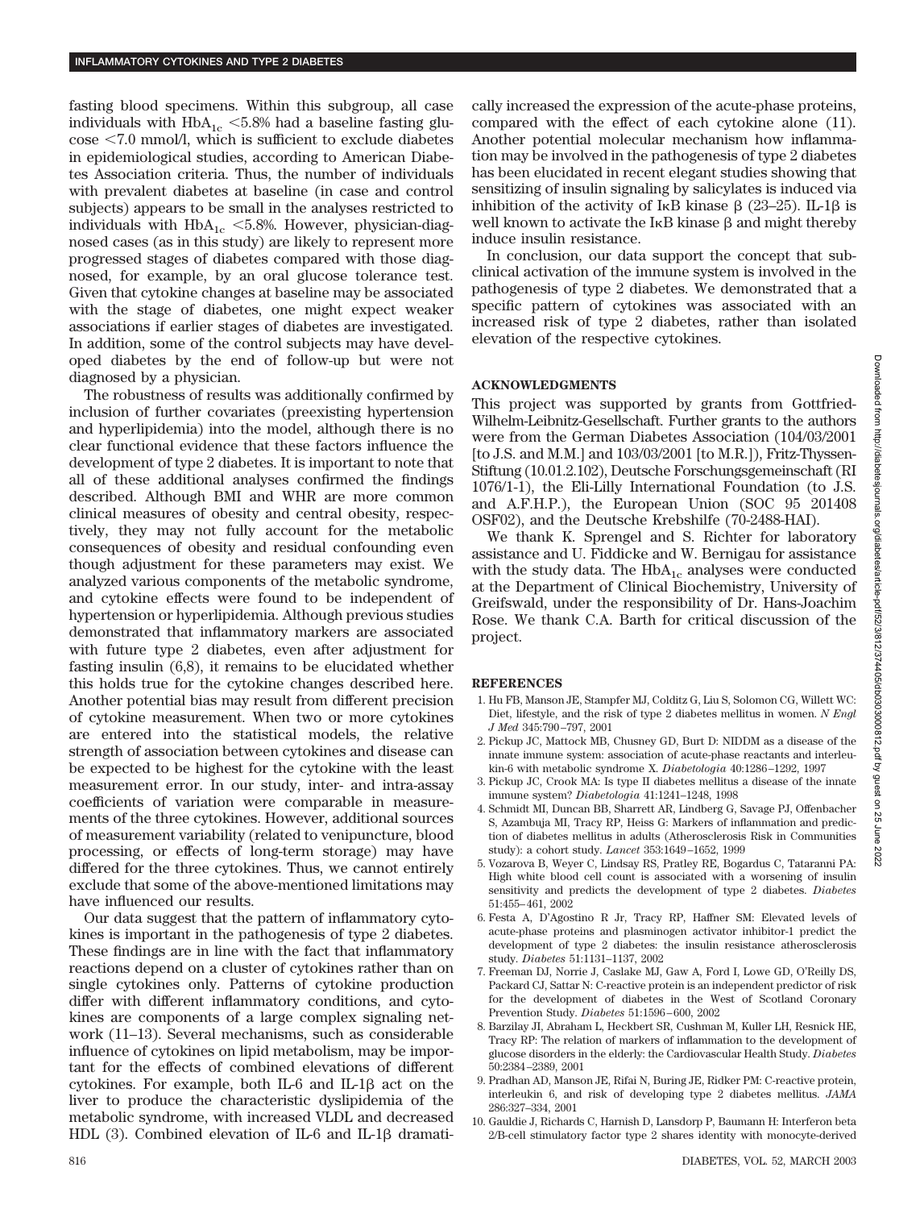fasting blood specimens. Within this subgroup, all case individuals with $HbA_{1c}$ <5.8% had a baseline fasting glucose <7.0 mmol/l, which is sufficient to exclude diabetes in epidemiological studies, according to American Diabetes Association criteria. Thus, the number of individuals with prevalent diabetes at baseline (in case and control subjects) appears to be small in the analyses restricted to individuals with $HbA_{1c}$ <5.8%. However, physician-diagnosed cases (as in this study) are likely to represent more progressed stages of diabetes compared with those diagnosed, for example, by an oral glucose tolerance test. Given that cytokine changes at baseline may be associated with the stage of diabetes, one might expect weaker associations if earlier stages of diabetes are investigated. In addition, some of the control subjects may have developed diabetes by the end of follow-up but were not diagnosed by a physician.

The robustness of results was additionally confirmed by inclusion of further covariates (preexisting hypertension and hyperlipidemia) into the model, although there is no clear functional evidence that these factors influence the development of type 2 diabetes. It is important to note that all of these additional analyses confirmed the findings described. Although BMI and WHR are more common clinical measures of obesity and central obesity, respectively, they may not fully account for the metabolic consequences of obesity and residual confounding even though adjustment for these parameters may exist. We analyzed various components of the metabolic syndrome, and cytokine effects were found to be independent of hypertension or hyperlipidemia. Although previous studies demonstrated that inflammatory markers are associated with future type 2 diabetes, even after adjustment for fasting insulin (6,8), it remains to be elucidated whether this holds true for the cytokine changes described here. Another potential bias may result from different precision of cytokine measurement. When two or more cytokines are entered into the statistical models, the relative strength of association between cytokines and disease can be expected to be highest for the cytokine with the least measurement error. In our study, inter- and intra-assay coefficients of variation were comparable in measurements of the three cytokines. However, additional sources of measurement variability (related to venipuncture, blood processing, or effects of long-term storage) may have differed for the three cytokines. Thus, we cannot entirely exclude that some of the above-mentioned limitations may have influenced our results.

Our data suggest that the pattern of inflammatory cytokines is important in the pathogenesis of type 2 diabetes. These findings are in line with the fact that inflammatory reactions depend on a cluster of cytokines rather than on single cytokines only. Patterns of cytokine production differ with different inflammatory conditions, and cytokines are components of a large complex signaling network (11–13). Several mechanisms, such as considerable influence of cytokines on lipid metabolism, may be important for the effects of combined elevations of different cytokines. For example, both IL-6 and IL-1β act on the liver to produce the characteristic dyslipidemia of the metabolic syndrome, with increased VLDL and decreased HDL (3). Combined elevation of IL-6 and IL-1β dramatically increased the expression of the acute-phase proteins, compared with the effect of each cytokine alone (11). Another potential molecular mechanism how inflammation may be involved in the pathogenesis of type 2 diabetes has been elucidated in recent elegant studies showing that sensitizing of insulin signaling by salicylates is induced via inhibition of the activity of IκB kinase β (23–25). IL-1β is well known to activate the IκB kinase β and might thereby induce insulin resistance.

In conclusion, our data support the concept that subclinical activation of the immune system is involved in the pathogenesis of type 2 diabetes. We demonstrated that a specific pattern of cytokines was associated with an increased risk of type 2 diabetes, rather than isolated elevation of the respective cytokines.

## ACKNOWLEDGMENTS

This project was supported by grants from Gottfried-Wilhelm-Leibnitz-Gesellschaft. Further grants to the authors were from the German Diabetes Association (104/03/2001 [to J.S. and M.M.] and 103/03/2001 [to M.R.]), Fritz-Thyssen-Stiftung (10.01.2.102), Deutsche Forschungsgemeinschaft (RI 1076/1-1), the Eli-Lilly International Foundation (to J.S. and A.F.H.P.), the European Union (SOC 95 201408 OSF02), and the Deutsche Krebshilfe (70-2488-HAI).

We thank K. Sprengel and S. Richter for laboratory assistance and U. Fiddicke and W. Bernigau for assistance with the study data. The $HbA_{1c}$ analyses were conducted at the Department of Clinical Biochemistry, University of Greifswald, under the responsibility of Dr. Hans-Joachim Rose. We thank C.A. Barth for critical discussion of the project.

## REFERENCES

1. Hu FB, Manson JE, Stampfer MJ, Colditz G, Liu S, Solomon CG, Willett WC: Diet, lifestyle, and the risk of type 2 diabetes mellitus in women. *N Engl J Med* 345:790–797, 2001
2. Pickup JC, Mattock MB, Chusney GD, Burt D: NIDDM as a disease of the innate immune system: association of acute-phase reactants and interleukin-6 with metabolic syndrome X. *Diabetologia* 40:1286–1292, 1997
3. Pickup JC, Crook MA: Is type II diabetes mellitus a disease of the innate immune system? *Diabetologia* 41:1241–1248, 1998
4. Schmidt MI, Duncan BB, Sharrett AR, Lindberg G, Savage PJ, Offenbacher S, Azambuja MI, Tracy RP, Heiss G: Markers of inflammation and prediction of diabetes mellitus in adults (Atherosclerosis Risk in Communities study): a cohort study. *Lancet* 353:1649–1652, 1999
5. Vozarova B, Weyer C, Lindsay RS, Pratley RE, Bogardus C, Tataranni PA: High white blood cell count is associated with a worsening of insulin sensitivity and predicts the development of type 2 diabetes. *Diabetes* 51:455–461, 2002
6. Festa A, D'Agostino R Jr, Tracy RP, Haffner SM: Elevated levels of acute-phase proteins and plasminogen activator inhibitor-1 predict the development of type 2 diabetes: the insulin resistance atherosclerosis study. *Diabetes* 51:1131–1137, 2002
7. Freeman DJ, Norrie J, Caslake MJ, Gaw A, Ford I, Lowe GD, O'Reilly DS, Packard CJ, Sattar N: C-reactive protein is an independent predictor of risk for the development of diabetes in the West of Scotland Coronary Prevention Study. *Diabetes* 51:1596–600, 2002
8. Barzilay JI, Abraham L, Heckbert SR, Cushman M, Kuller LH, Resnick HE, Tracy RP: The relation of markers of inflammation to the development of glucose disorders in the elderly: the Cardiovascular Health Study. *Diabetes* 50:2384–2389, 2001
9. Pradhan AD, Manson JE, Rifai N, Buring JE, Ridker PM: C-reactive protein, interleukin 6, and risk of developing type 2 diabetes mellitus. *JAMA* 286:327–334, 2001
10. Gauldie J, Richards C, Harnish D, Lansdorp P, Baumann H: Interferon beta 2/B-cell stimulatory factor type 2 shares identity with monocyte-derived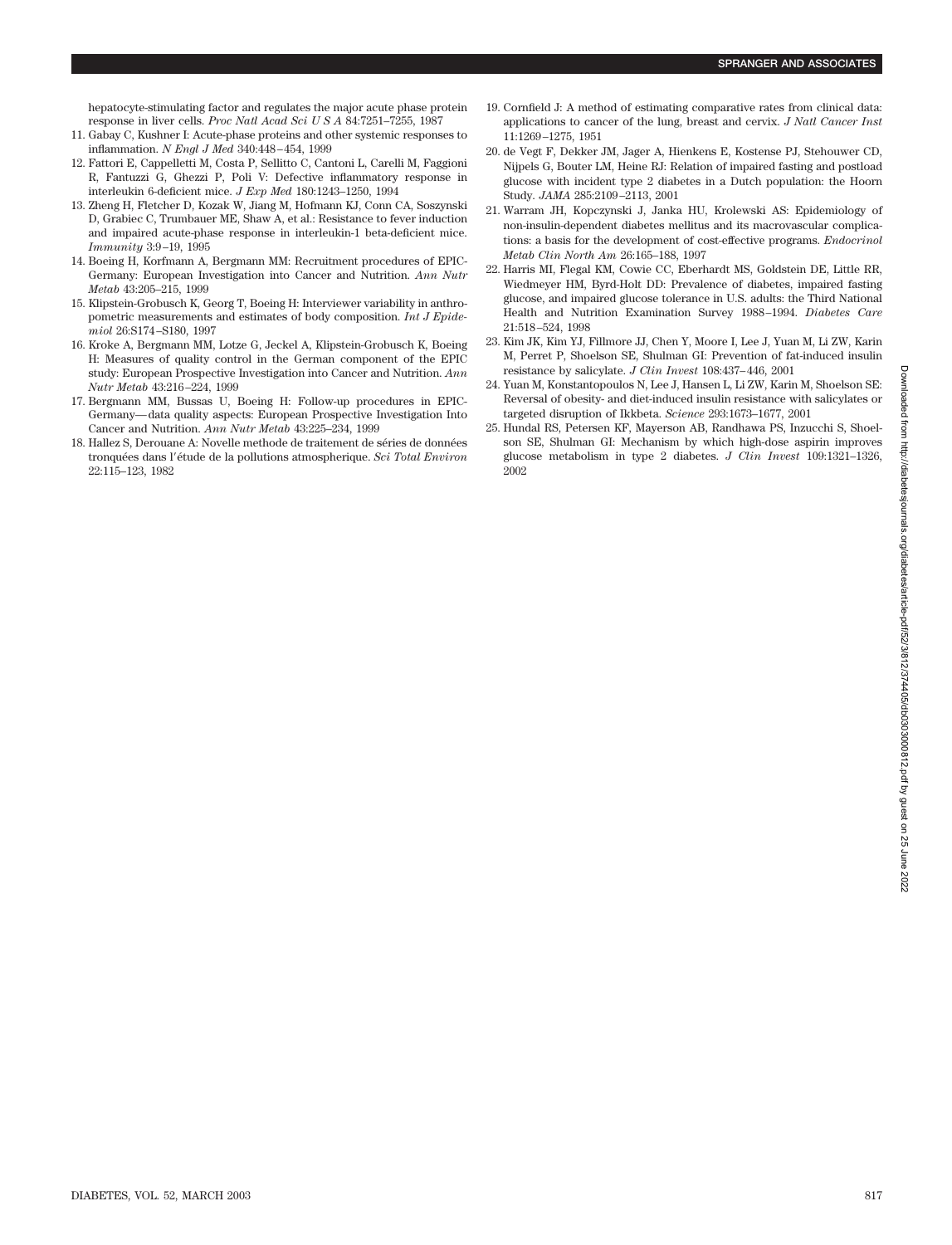hepatocyte-stimulating factor and regulates the major acute phase protein response in liver cells. *Proc Natl Acad Sci U S A* 84:7251–7255, 1987

11. Gabay C, Kushner I: Acute-phase proteins and other systemic responses to inflammation. *N Engl J Med* 340:448–454, 1999
12. Fattori E, Cappelletti M, Costa P, Sellitto C, Cantoni L, Carelli M, Faggioni R, Fantuzzi G, Ghezzi P, Poli V: Defective inflammatory response in interleukin 6-deficient mice. *J Exp Med* 180:1243–1250, 1994
13. Zheng H, Fletcher D, Kozak W, Jiang M, Hofmann KJ, Conn CA, Soszynski D, Grabiec C, Trumbauer ME, Shaw A, et al.: Resistance to fever induction and impaired acute-phase response in interleukin-1 beta-deficient mice. *Immunity* 3:9–19, 1995
14. Boeing H, Korfmann A, Bergmann MM: Recruitment procedures of EPIC-Germany: European Investigation into Cancer and Nutrition. *Ann Nutr Metab* 43:205–215, 1999
15. Klipstein-Grobusch K, Georg T, Boeing H: Interviewer variability in anthropometric measurements and estimates of body composition. *Int J Epidemiol* 26:S174–S180, 1997
16. Kroke A, Bergmann MM, Lotze G, Jeckel A, Klipstein-Grobusch K, Boeing H: Measures of quality control in the German component of the EPIC study: European Prospective Investigation into Cancer and Nutrition. *Ann Nutr Metab* 43:216–224, 1999
17. Bergmann MM, Bussas U, Boeing H: Follow-up procedures in EPIC-Germany—data quality aspects: European Prospective Investigation Into Cancer and Nutrition. *Ann Nutr Metab* 43:225–234, 1999
18. Hallez S, Derouane A: Novelle methode de traitement de séries de données tronquées dans l'étude de la pollutions atmospherique. *Sci Total Environ* 22:115–123, 1982
19. Cornfield J: A method of estimating comparative rates from clinical data: applications to cancer of the lung, breast and cervix. *J Natl Cancer Inst* 11:1269–1275, 1951
20. de Vegt F, Dekker JM, Jager A, Hienkens E, Kostense PJ, Stehouwer CD, Nijpels G, Bouter LM, Heine RJ: Relation of impaired fasting and postload glucose with incident type 2 diabetes in a Dutch population: the Hoorn Study. *JAMA* 285:2109–2113, 2001
21. Warram JH, Kopczynski J, Janka HU, Krolewski AS: Epidemiology of non-insulin-dependent diabetes mellitus and its macrovascular complications: a basis for the development of cost-effective programs. *Endocrinol Metab Clin North Am* 26:165–188, 1997
22. Harris MI, Flegal KM, Cowie CC, Eberhardt MS, Goldstein DE, Little RR, Wiedmeyer HM, Byrd-Holt DD: Prevalence of diabetes, impaired fasting glucose, and impaired glucose tolerance in U.S. adults: the Third National Health and Nutrition Examination Survey 1988–1994. *Diabetes Care* 21:518–524, 1998
23. Kim JK, Kim YJ, Fillmore JJ, Chen Y, Moore I, Lee J, Yuan M, Li ZW, Karin M, Perret P, Shoelson SE, Shulman GI: Prevention of fat-induced insulin resistance by salicylate. *J Clin Invest* 108:437–446, 2001
24. Yuan M, Konstantopoulos N, Lee J, Hansen L, Li ZW, Karin M, Shoelson SE: Reversal of obesity- and diet-induced insulin resistance with salicylates or targeted disruption of Ikkbeta. *Science* 293:1673–1677, 2001
25. Hundal RS, Petersen KF, Mayerson AB, Randhawa PS, Inzucchi S, Shoelson SE, Shulman GI: Mechanism by which high-dose aspirin improves glucose metabolism in type 2 diabetes. *J Clin Invest* 109:1321–1326, 2002